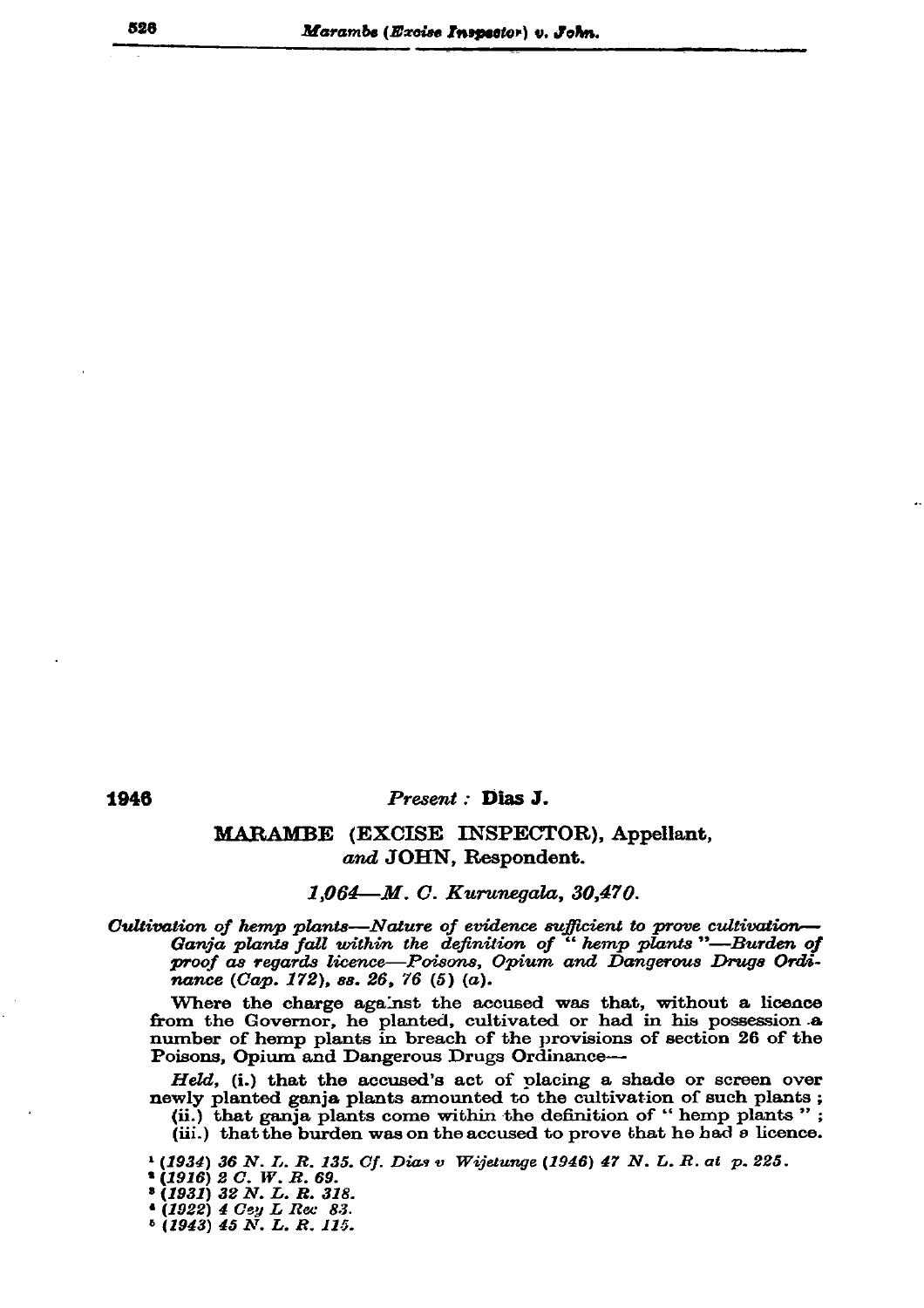**1946** *Present :* **Dias J.**

## MARAMBE (EXCISE INSPECTOR), Appellant, *and* JOHN, Respondent.

*1,064—M. C. Kurunegala, 30,470.*

*Cultivation of hemp plants—Nature of evidence sufficient to prove cultivation—Ganja plants fall within the definition of " hemp plants "—Burden of proof as regards licence—Poisons, Opium and Dangerous Drugs Ordinance (Cap. 172), ss. 26, 76 (5) (a).*

Where the charge against the accused was that, without a licence from the Governor, he planted, cultivated or had in his possession a number of hemp plants in breach of the provisions of section 26 of the Poisons, Opium and Dangerous Drugs Ordinance—

*Held,* (i.) that the accused's act of placing a shade or screen over newly planted ganja plants amounted to the cultivation of such plants ;

(ii.) that ganja plants come within the definition of " hemp plants " ;

(iii.) that the burden was on the accused to prove that he had a licence.

[1] *(1934) 36 N. L. R. 135. Cf. Dias v Wijetunge (1946) 47 N. L. R. at p. 225.*
[2] *(1916) 2 C. W. R. 69.*
[3] *(1931) 32 N. L. R. 318.*
[4] *(1922) 4 Cey L Rec 83.*
[5] *(1943) 45 N. L. R. 115.*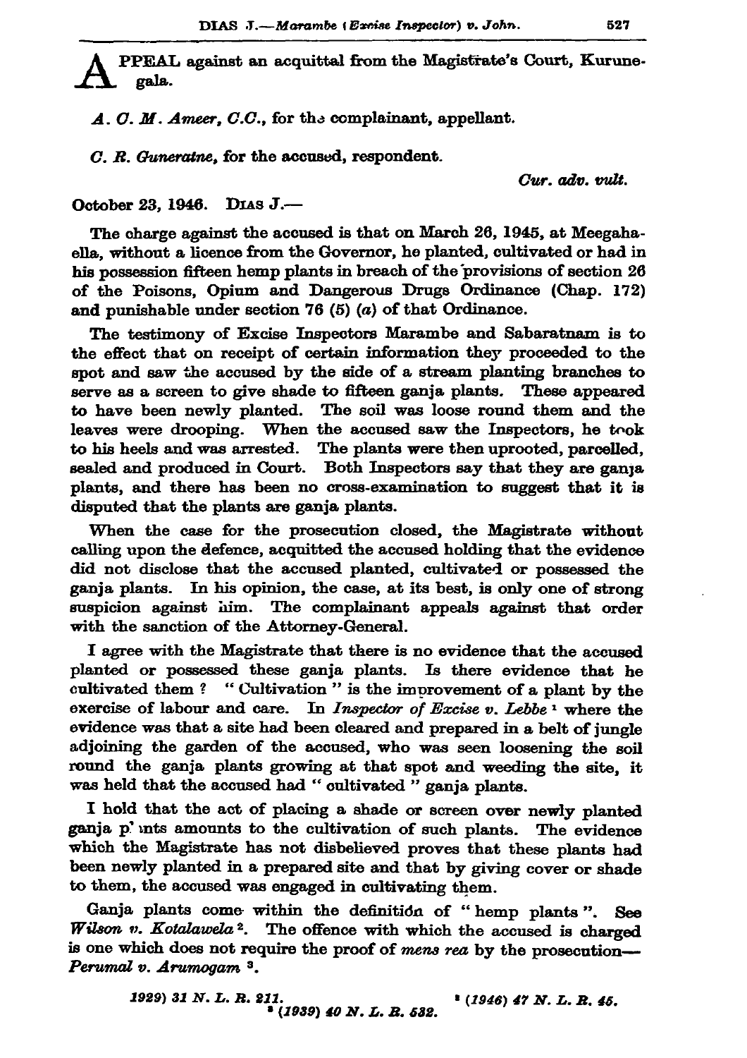**A**PPEAL against an acquittal from the Magistrate's Court, Kurunegala.

*A. C. M. Ameer, C.C.*, for the complainant, appellant.

*C. R. Guneratne*, for the accused, respondent.

*Cur. adv. vult.*

October 23, 1946. DIAS J.—

The charge against the accused is that on March 26, 1945, at Meegahaella, without a licence from the Governor, he planted, cultivated or had in his possession fifteen hemp plants in breach of the provisions of section 26 of the Poisons, Opium and Dangerous Drugs Ordinance (Chap. 172) and punishable under section 76 (5) (*a*) of that Ordinance.

The testimony of Excise Inspectors Marambe and Sabaratnam is to the effect that on receipt of certain information they proceeded to the spot and saw the accused by the side of a stream planting branches to serve as a screen to give shade to fifteen ganja plants. These appeared to have been newly planted. The soil was loose round them and the leaves were drooping. When the accused saw the Inspectors, he took to his heels and was arrested. The plants were then uprooted, parcelled, sealed and produced in Court. Both Inspectors say that they are ganja plants, and there has been no cross-examination to suggest that it is disputed that the plants are ganja plants.

When the case for the prosecution closed, the Magistrate without calling upon the defence, acquitted the accused holding that the evidence did not disclose that the accused planted, cultivated or possessed the ganja plants. In his opinion, the case, at its best, is only one of strong suspicion against him. The complainant appeals against that order with the sanction of the Attorney-General.

I agree with the Magistrate that there is no evidence that the accused planted or possessed these ganja plants. Is there evidence that he cultivated them ? " Cultivation " is the improvement of a plant by the exercise of labour and care. In *Inspector of Excise v. Lebbe* [1] where the evidence was that a site had been cleared and prepared in a belt of jungle adjoining the garden of the accused, who was seen loosening the soil round the ganja plants growing at that spot and weeding the site, it was held that the accused had " cultivated " ganja plants.

I hold that the act of placing a shade or screen over newly planted ganja plants amounts to the cultivation of such plants. The evidence which the Magistrate has not disbelieved proves that these plants had been newly planted in a prepared site and that by giving cover or shade to them, the accused was engaged in cultivating them.

Ganja plants come within the definition of " hemp plants ". See *Wilson v. Kotalawela* [2]. The offence with which the accused is charged is one which does not require the proof of *mens rea* by the prosecution—*Perumal v. Arumogam* [3].

[1] (1929) 31 N. L. R. 211.

[2] (1946) 47 N. L. R. 45.

[3] (1939) 40 N. L. R. 532.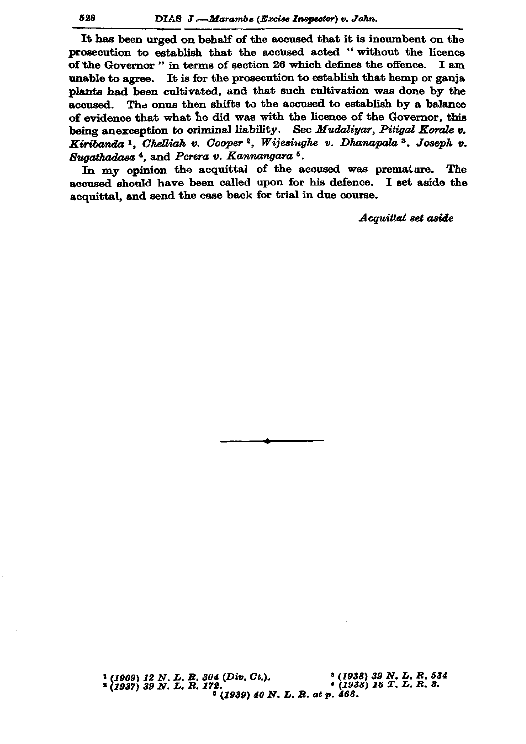It has been urged on behalf of the accused that it is incumbent on the prosecution to establish that the accused acted " without the licence of the Governor " in terms of section 26 which defines the offence. I am unable to agree. It is for the prosecution to establish that hemp or ganja plants had been cultivated, and that such cultivation was done by the accused. The onus then shifts to the accused to establish by a balance of evidence that what he did was with the licence of the Governor, this being an exception to criminal liability. See *Mudaliyar, Pitigal Korale v. Kiribanda* [1], *Chelliah v. Cooper* [2], *Wijesinghe v. Dhanapala* [3]. *Joseph v. Sugathadasa* [4], and *Perera v. Kannangara* [5].

In my opinion the acquittal of the accused was premature. The accused should have been called upon for his defence. I set aside the acquittal, and send the case back for trial in due course.

*Acquittal set aside*

---

[1] *(1909) 12 N. L. R. 304 (Div. Ct.).*
[2] *(1937) 39 N. L. R. 172.*
[3] *(1938) 39 N. L. R. 534*
[4] *(1938) 16 T. L. R. 8.*
[5] *(1939) 40 N. L. R. at p. 468.*